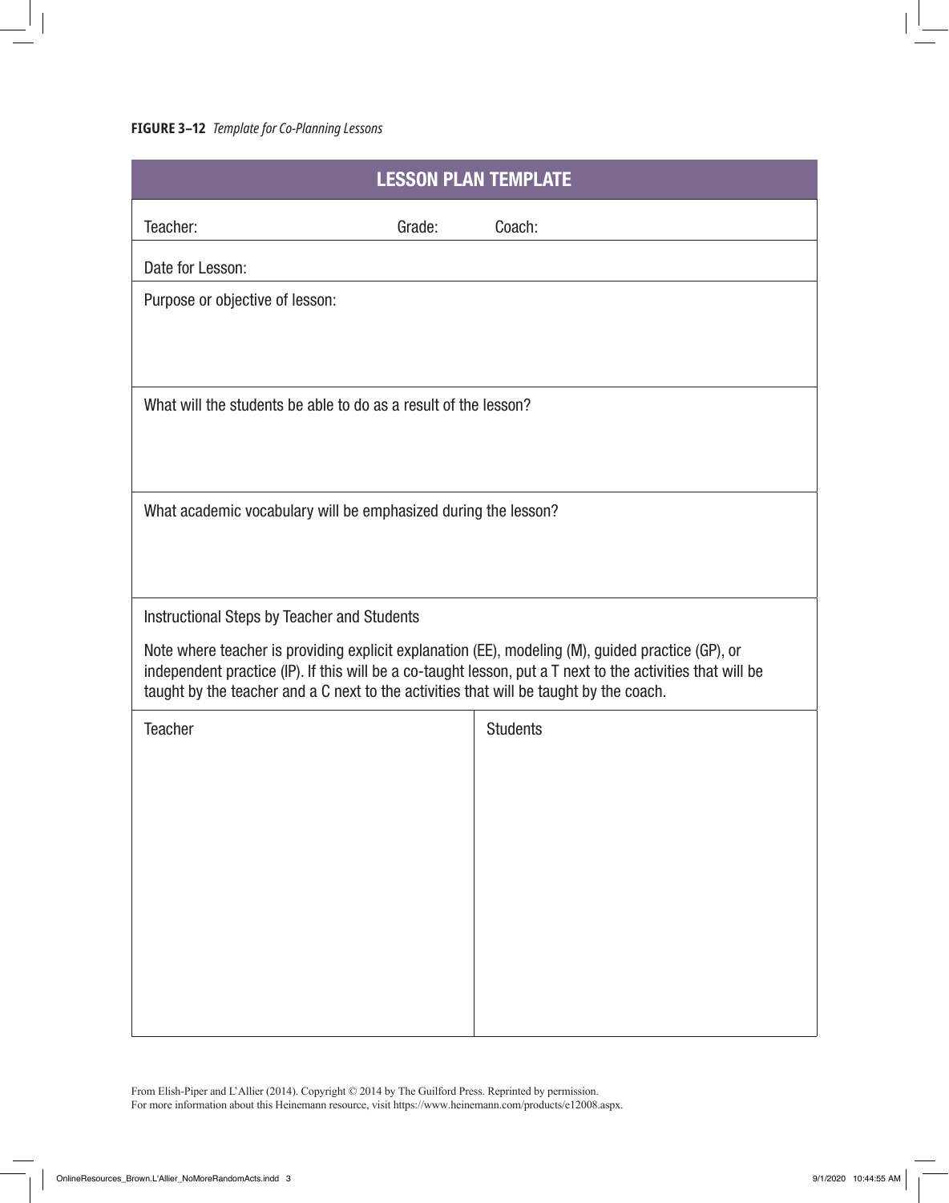**FIGURE 3–12** *Template for Co-Planning Lessons*

## LESSON PLAN TEMPLATE

Teacher: Grade: Coach:

Date for Lesson:

Purpose or objective of lesson:

What will the students be able to do as a result of the lesson?

What academic vocabulary will be emphasized during the lesson?

Instructional Steps by Teacher and Students

Note where teacher is providing explicit explanation (EE), modeling (M), guided practice (GP), or independent practice (IP). If this will be a co-taught lesson, put a T next to the activities that will be taught by the teacher and a C next to the activities that will be taught by the coach.

| Teacher | Students |
| --- | --- |
| | |

From Elish-Piper and L'Allier (2014). Copyright © 2014 by The Guilford Press. Reprinted by permission.
For more information about this Heinemann resource, visit https://www.heinemann.com/products/e12008.aspx.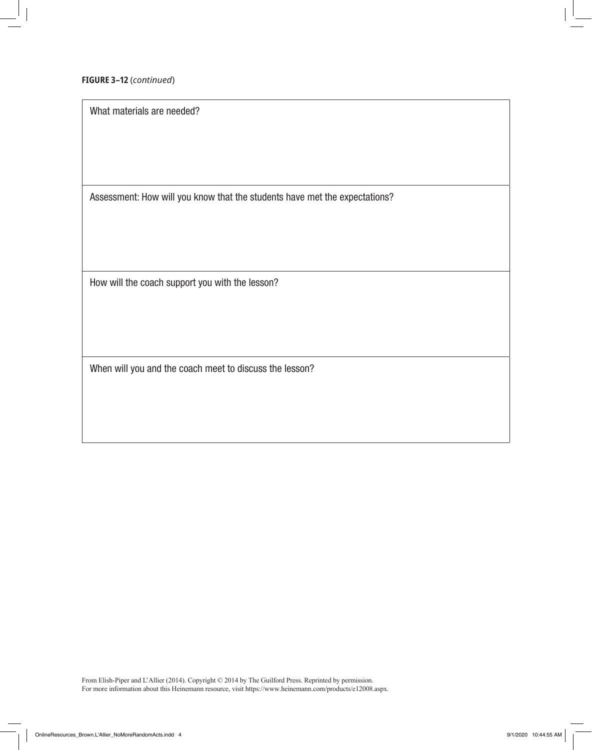**FIGURE 3–12** (*continued*)

| |
|---|
| What materials are needed? |
| Assessment: How will you know that the students have met the expectations? |
| How will the coach support you with the lesson? |
| When will you and the coach meet to discuss the lesson? |

From Elish-Piper and L'Allier (2014). Copyright © 2014 by The Guilford Press. Reprinted by permission.
For more information about this Heinemann resource, visit https://www.heinemann.com/products/e12008.aspx.